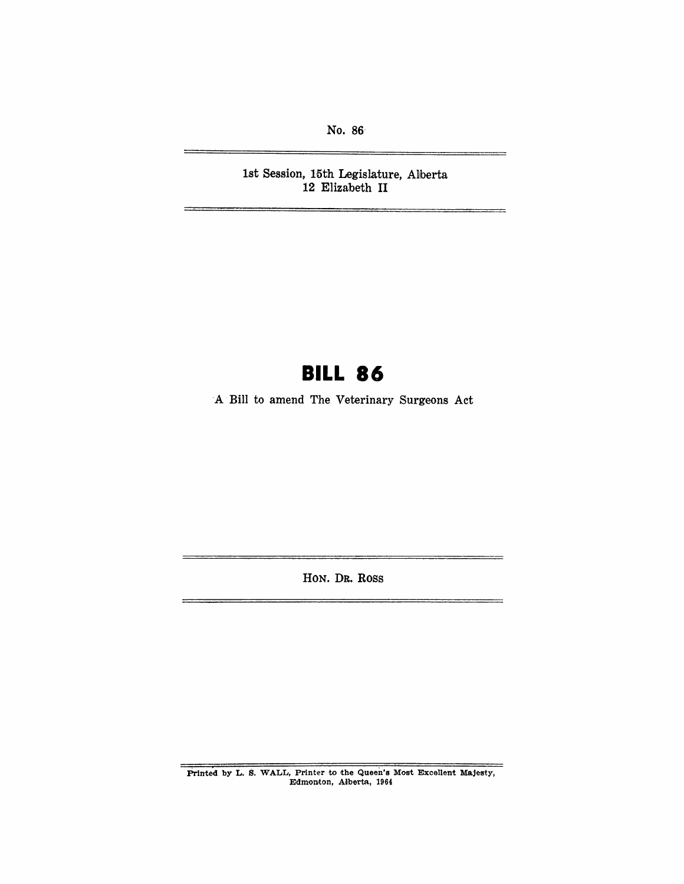No. 86

1st Session, 15th Legislature, Alberta
12 Elizabeth II

# BILL 86

A Bill to amend The Veterinary Surgeons Act

HON. DR. ROSS

Printed by L. S. WALL, Printer to the Queen's Most Excellent Majesty, Edmonton, Alberta, 1964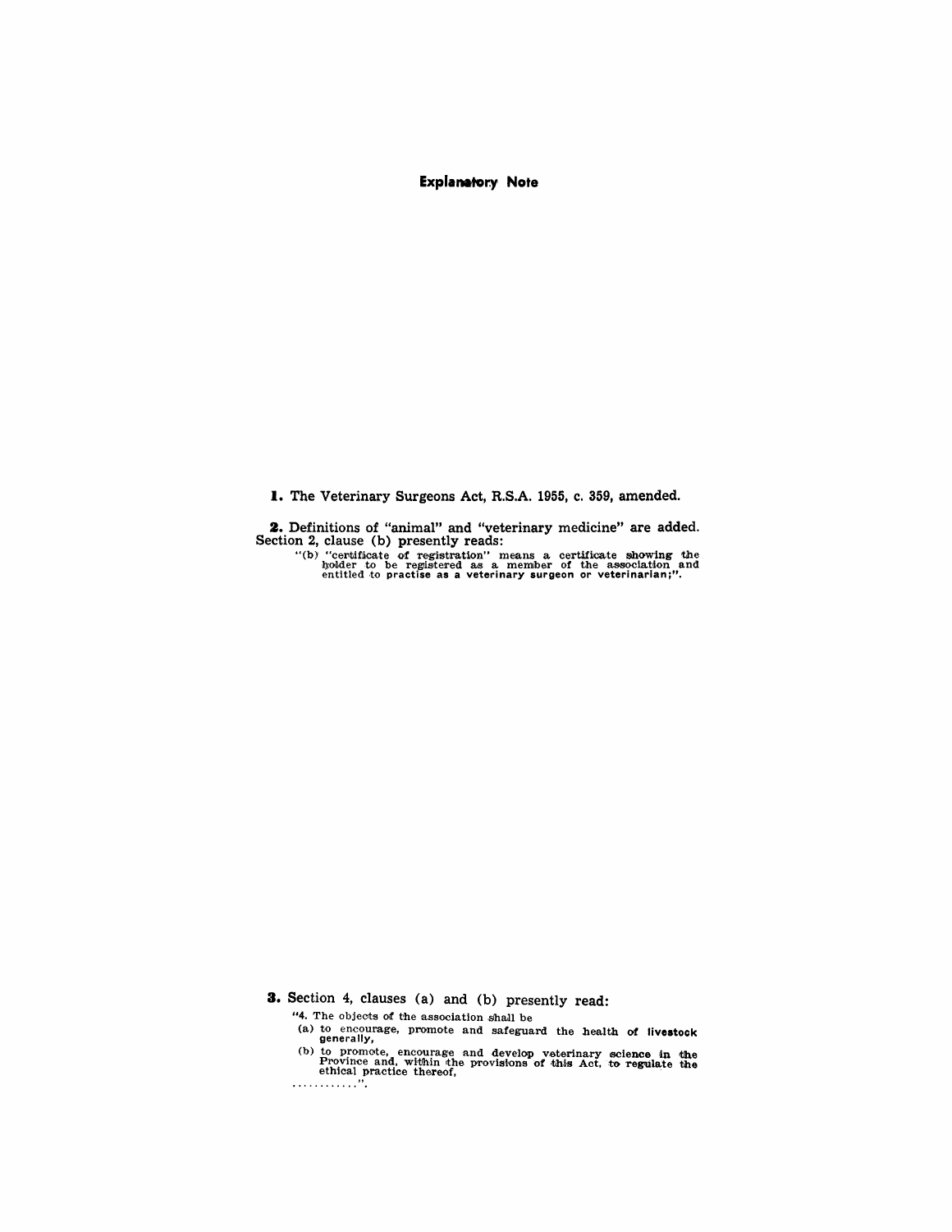## Explanatory Note

**1.** The Veterinary Surgeons Act, R.S.A. 1955, c. 359, amended.

**2.** Definitions of "animal" and "veterinary medicine" are added. Section 2, clause (b) presently reads:

> "(b) "certificate of registration" means a certificate showing the holder to be registered as a member of the association and entitled to practise as a veterinary surgeon or veterinarian;".

**3.** Section 4, clauses (a) and (b) presently read:

> "4. The objects of the association shall be
>
> (a) to encourage, promote and safeguard the health of livestock generally,
>
> (b) to promote, encourage and develop veterinary science in the Province and, within the provisions of this Act, to regulate the ethical practice thereof,
>
> ............".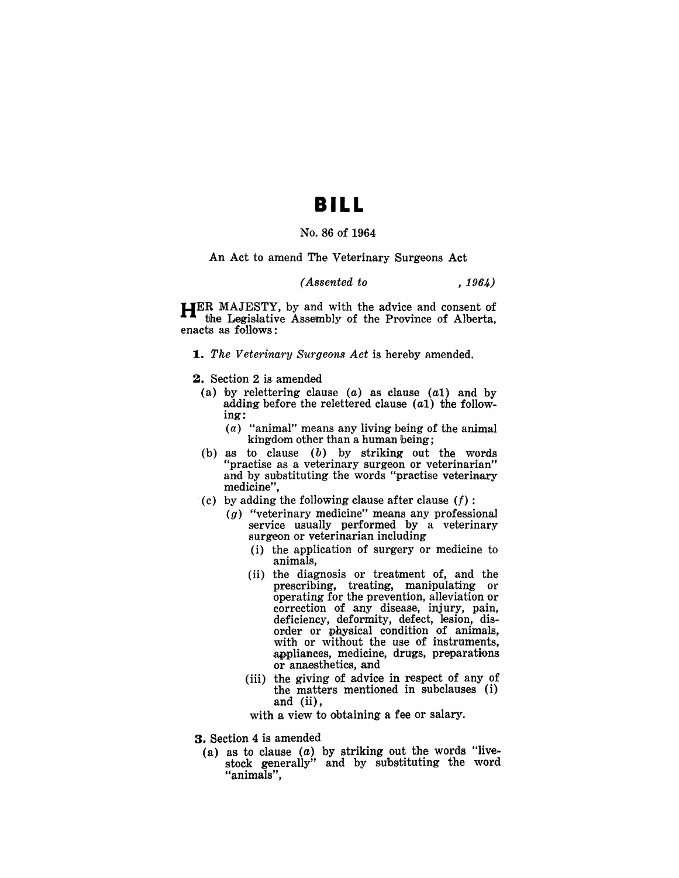# BILL

No. 86 of 1964

An Act to amend The Veterinary Surgeons Act

*(Assented to , 1964)*

HER MAJESTY, by and with the advice and consent of the Legislative Assembly of the Province of Alberta, enacts as follows:

**1.** *The Veterinary Surgeons Act* is hereby amended.

**2.** Section 2 is amended

(a) by relettering clause (*a*) as clause (*a1*) and by adding before the relettered clause (*a1*) the following:

  (*a*) "animal" means any living being of the animal kingdom other than a human being;

(b) as to clause (*b*) by striking out the words "practise as a veterinary surgeon or veterinarian" and by substituting the words "practise veterinary medicine",

(c) by adding the following clause after clause (*f*):

  (*g*) "veterinary medicine" means any professional service usually performed by a veterinary surgeon or veterinarian including

   (i) the application of surgery or medicine to animals,

   (ii) the diagnosis or treatment of, and the prescribing, treating, manipulating or operating for the prevention, alleviation or correction of any disease, injury, pain, deficiency, deformity, defect, lesion, disorder or physical condition of animals, with or without the use of instruments, appliances, medicine, drugs, preparations or anaesthetics, and

   (iii) the giving of advice in respect of any of the matters mentioned in subclauses (i) and (ii),

  with a view to obtaining a fee or salary.

**3.** Section 4 is amended

(a) as to clause (*a*) by striking out the words "livestock generally" and by substituting the word "animals",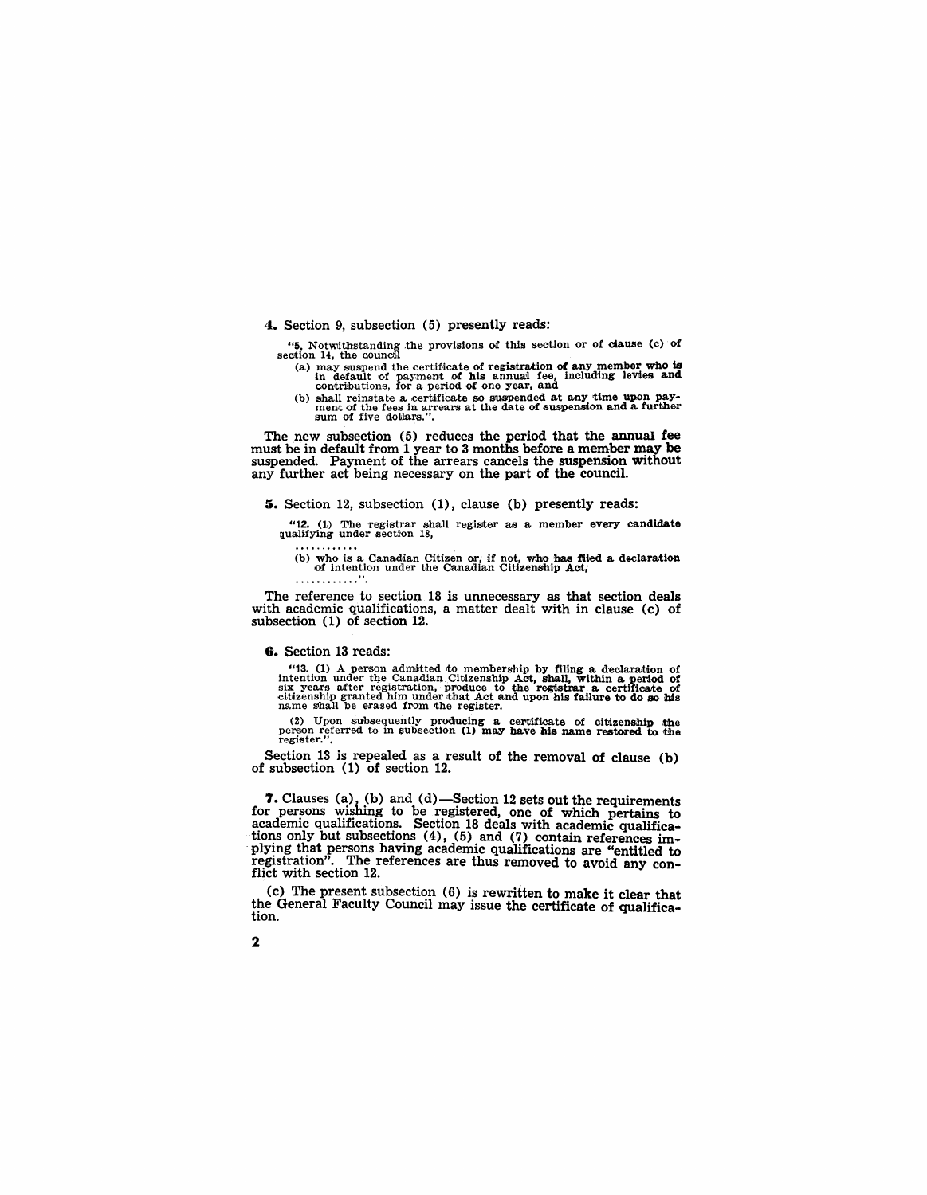**4.** Section 9, subsection (5) presently reads:

> "5. Notwithstanding the provisions of this section or of clause (c) of section 14, the council
>
> (a) may suspend the certificate of registration of any member who is in default of payment of his annual fee, including levies and contributions, for a period of one year, and
>
> (b) shall reinstate a certificate so suspended at any time upon payment of the fees in arrears at the date of suspension and a further sum of five dollars.".

The new subsection (5) reduces the period that the annual fee must be in default from 1 year to 3 months before a member may be suspended. Payment of the arrears cancels the suspension without any further act being necessary on the part of the council.

**5.** Section 12, subsection (1), clause (b) presently reads:

> "12. (1) The registrar shall register as a member every candidate qualifying under section 18,
>
> ............
>
> (b) who is a Canadian Citizen or, if not, who has filed a declaration of intention under the Canadian Citizenship Act,
>
> ............".

The reference to section 18 is unnecessary as that section deals with academic qualifications, a matter dealt with in clause (c) of subsection (1) of section 12.

**6.** Section 13 reads:

> "13. (1) A person admitted to membership by filing a declaration of intention under the Canadian Citizenship Act, shall, within a period of six years after registration, produce to the registrar a certificate of citizenship granted him under that Act and upon his failure to do so his name shall be erased from the register.
>
> (2) Upon subsequently producing a certificate of citizenship the person referred to in subsection (1) may have his name restored to the register.".

Section 13 is repealed as a result of the removal of clause (b) of subsection (1) of section 12.

**7.** Clauses (a), (b) and (d)—Section 12 sets out the requirements for persons wishing to be registered, one of which pertains to academic qualifications. Section 18 deals with academic qualifications only but subsections (4), (5) and (7) contain references implying that persons having academic qualifications are "entitled to registration". The references are thus removed to avoid any conflict with section 12.

(c) The present subsection (6) is rewritten to make it clear that the General Faculty Council may issue the certificate of qualification.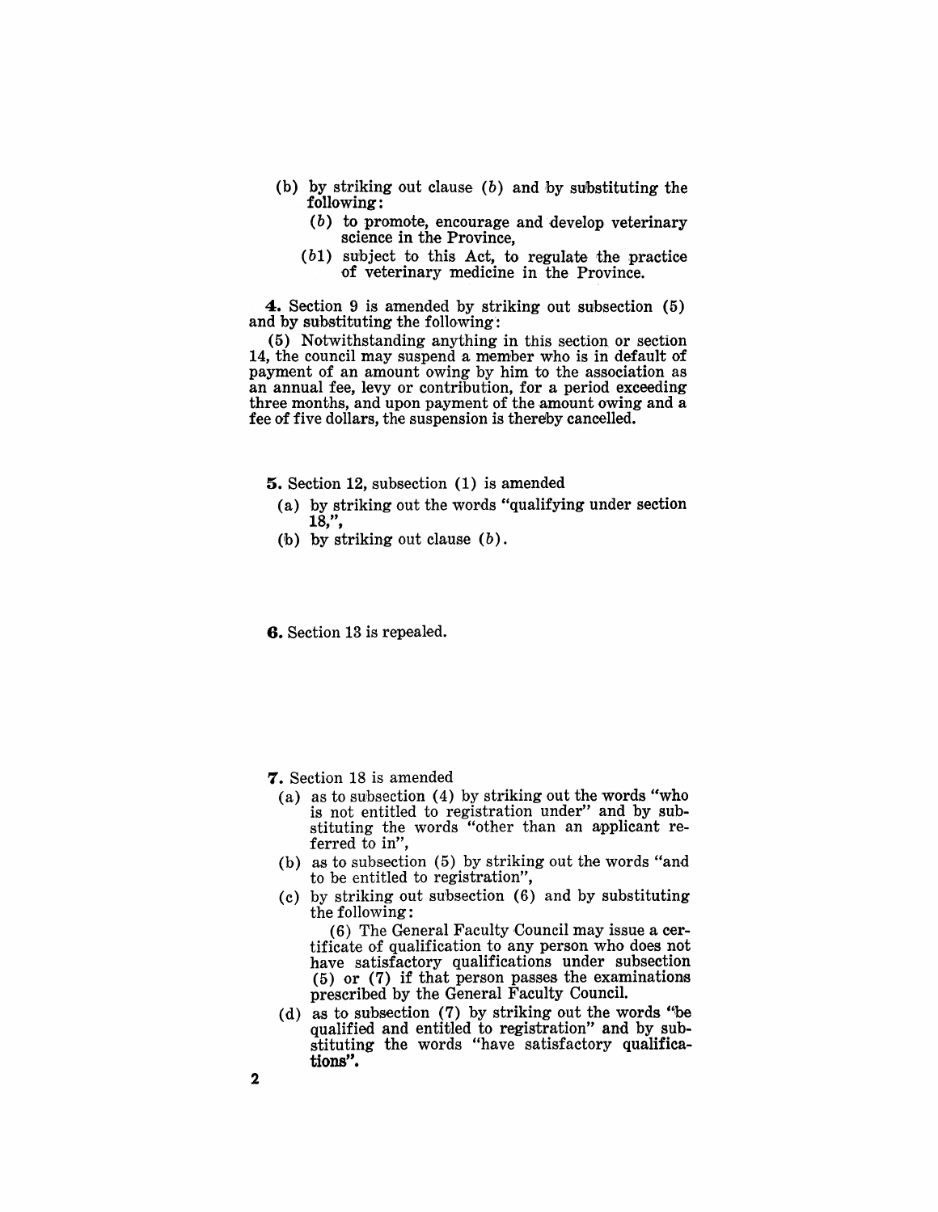(b) by striking out clause (*b*) and by substituting the following:

   (*b*) to promote, encourage and develop veterinary science in the Province,

   (*b*1) subject to this Act, to regulate the practice of veterinary medicine in the Province.

**4.** Section 9 is amended by striking out subsection (5) and by substituting the following:

(5) Notwithstanding anything in this section or section 14, the council may suspend a member who is in default of payment of an amount owing by him to the association as an annual fee, levy or contribution, for a period exceeding three months, and upon payment of the amount owing and a fee of five dollars, the suspension is thereby cancelled.

**5.** Section 12, subsection (1) is amended

(a) by striking out the words "qualifying under section 18,",

(b) by striking out clause (*b*).

**6.** Section 13 is repealed.

**7.** Section 18 is amended

(a) as to subsection (4) by striking out the words "who is not entitled to registration under" and by substituting the words "other than an applicant referred to in",

(b) as to subsection (5) by striking out the words "and to be entitled to registration",

(c) by striking out subsection (6) and by substituting the following:

   (6) The General Faculty Council may issue a certificate of qualification to any person who does not have satisfactory qualifications under subsection (5) or (7) if that person passes the examinations prescribed by the General Faculty Council.

(d) as to subsection (7) by striking out the words "be qualified and entitled to registration" and by substituting the words "have satisfactory qualifications".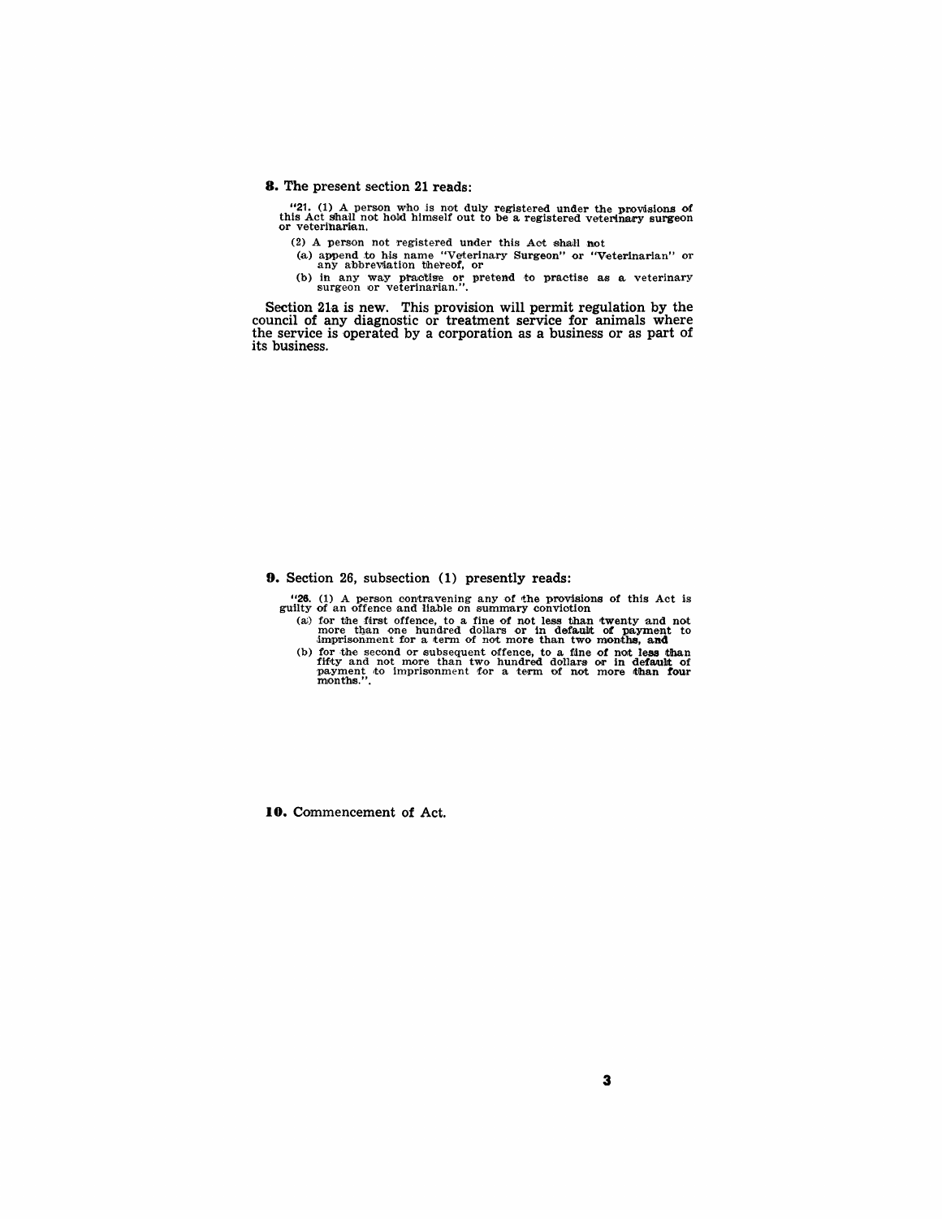**8.** The present section 21 reads:

"21. (1) A person who is not duly registered under the provisions of this Act shall not hold himself out to be a registered veterinary surgeon or veterinarian.

(2) A person not registered under this Act shall not

(a) append to his name "Veterinary Surgeon" or "Veterinarian" or any abbreviation thereof, or

(b) in any way practise or pretend to practise as a veterinary surgeon or veterinarian.".

Section 21a is new. This provision will permit regulation by the council of any diagnostic or treatment service for animals where the service is operated by a corporation as a business or as part of its business.

**9.** Section 26, subsection (1) presently reads:

"26. (1) A person contravening any of the provisions of this Act is guilty of an offence and liable on summary conviction

(a) for the first offence, to a fine of not less than twenty and not more than one hundred dollars or in default of payment to imprisonment for a term of not more than two months, and

(b) for the second or subsequent offence, to a fine of not less than fifty and not more than two hundred dollars or in default of payment to imprisonment for a term of not more than four months.".

**10.** Commencement of Act.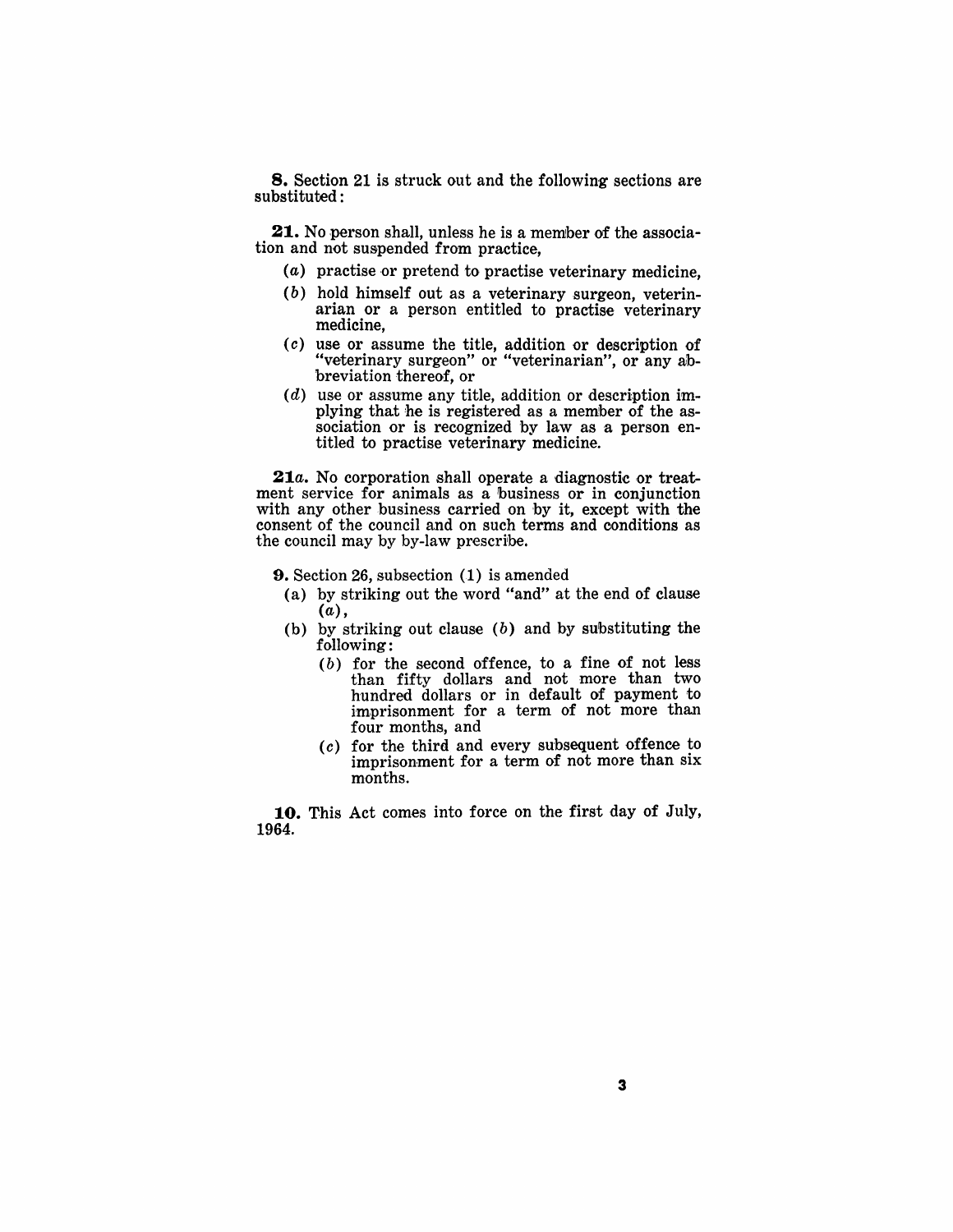**8.** Section 21 is struck out and the following sections are substituted:

**21.** No person shall, unless he is a member of the association and not suspended from practice,

- (*a*) practise or pretend to practise veterinary medicine,
- (*b*) hold himself out as a veterinary surgeon, veterinarian or a person entitled to practise veterinary medicine,
- (*c*) use or assume the title, addition or description of "veterinary surgeon" or "veterinarian", or any abbreviation thereof, or
- (*d*) use or assume any title, addition or description implying that he is registered as a member of the association or is recognized by law as a person entitled to practise veterinary medicine.

**21*a*.** No corporation shall operate a diagnostic or treatment service for animals as a business or in conjunction with any other business carried on by it, except with the consent of the council and on such terms and conditions as the council may by by-law prescribe.

**9.** Section 26, subsection (1) is amended

- (a) by striking out the word "and" at the end of clause (*a*),
- (b) by striking out clause (*b*) and by substituting the following:
  - (*b*) for the second offence, to a fine of not less than fifty dollars and not more than two hundred dollars or in default of payment to imprisonment for a term of not more than four months, and
  - (*c*) for the third and every subsequent offence to imprisonment for a term of not more than six months.

**10.** This Act comes into force on the first day of July, 1964.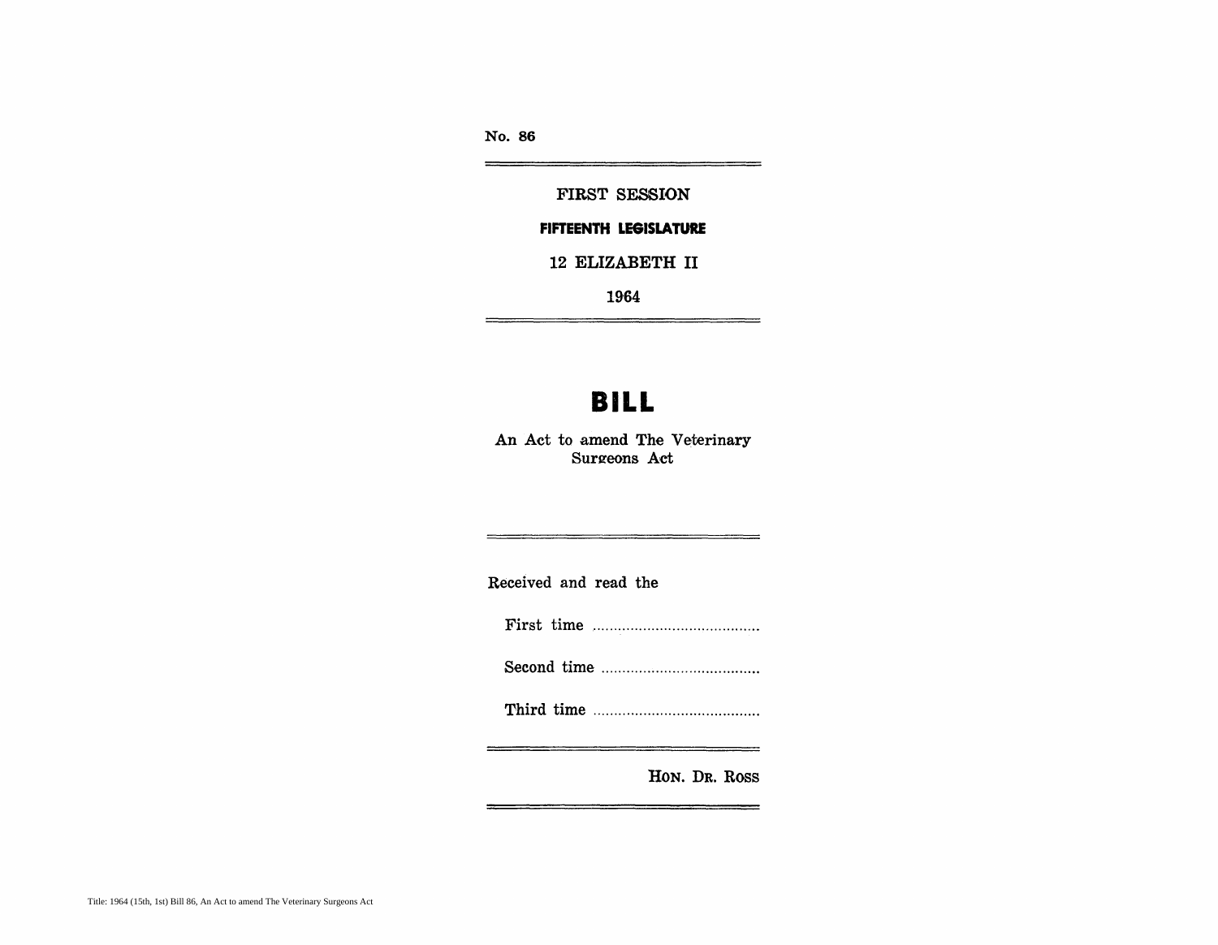No. 86

FIRST SESSION

**FIFTEENTH LEGISLATURE**

12 ELIZABETH II

1964

# BILL

An Act to amend The Veterinary Surgeons Act

Received and read the

First time ........................................

Second time ......................................

Third time ........................................

HON. DR. ROSS

Title: 1964 (15th, 1st) Bill 86, An Act to amend The Veterinary Surgeons Act